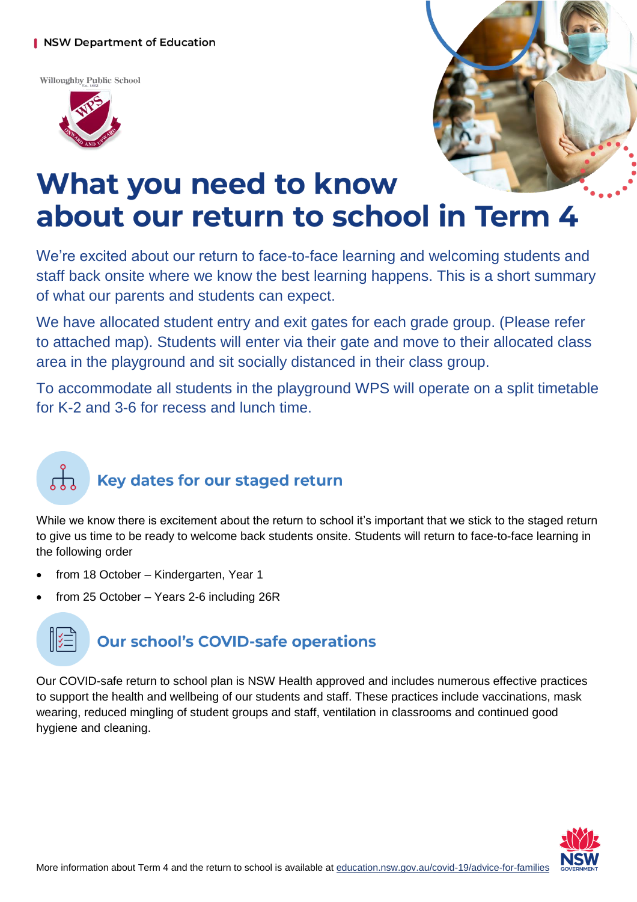NSW Department of Education

Willoughby Public School

# What you need to know about our return to school in Term 4

We're excited about our return to face-to-face learning and welcoming students and staff back onsite where we know the best learning happens. This is a short summary of what our parents and students can expect.

We have allocated student entry and exit gates for each grade group. (Please refer to attached map). Students will enter via their gate and move to their allocated class area in the playground and sit socially distanced in their class group.

To accommodate all students in the playground WPS will operate on a split timetable for K-2 and 3-6 for recess and lunch time.

## Key dates for our staged return

While we know there is excitement about the return to school it's important that we stick to the staged return to give us time to be ready to welcome back students onsite. Students will return to face-to-face learning in the following order

- from 18 October – Kindergarten, Year 1
- from 25 October – Years 2-6 including 26R

## Our school's COVID-safe operations

Our COVID-safe return to school plan is NSW Health approved and includes numerous effective practices to support the health and wellbeing of our students and staff. These practices include vaccinations, mask wearing, reduced mingling of student groups and staff, ventilation in classrooms and continued good hygiene and cleaning.

More information about Term 4 and the return to school is available at education.nsw.gov.au/covid-19/advice-for-families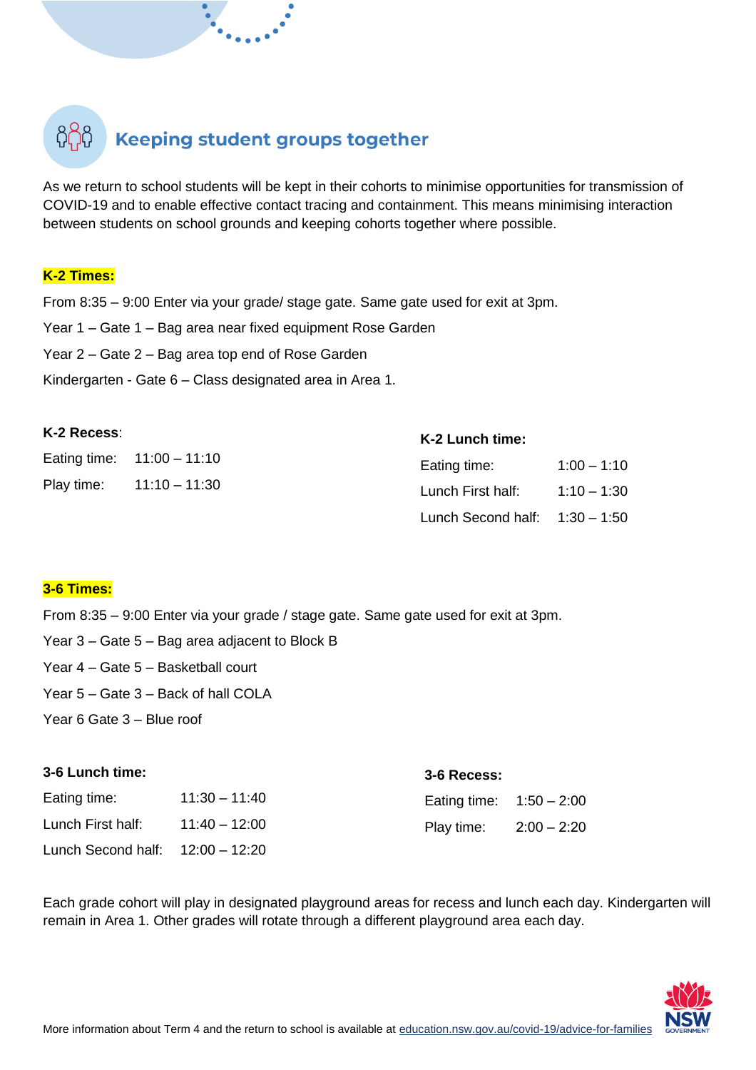## Keeping student groups together

As we return to school students will be kept in their cohorts to minimise opportunities for transmission of COVID-19 and to enable effective contact tracing and containment. This means minimising interaction between students on school grounds and keeping cohorts together where possible.

**K-2 Times:**

From 8:35 – 9:00 Enter via your grade/ stage gate. Same gate used for exit at 3pm.

Year 1 – Gate 1 – Bag area near fixed equipment Rose Garden

Year 2 – Gate 2 – Bag area top end of Rose Garden

Kindergarten - Gate 6 – Class designated area in Area 1.

**K-2 Recess**:

| | |
|---|---|
| Eating time: | 11:00 – 11:10 |
| Play time: | 11:10 – 11:30 |

**K-2 Lunch time:**

| | |
|---|---|
| Eating time: | 1:00 – 1:10 |
| Lunch First half: | 1:10 – 1:30 |
| Lunch Second half: | 1:30 – 1:50 |

**3-6 Times:**

From 8:35 – 9:00 Enter via your grade / stage gate. Same gate used for exit at 3pm.

Year 3 – Gate 5 – Bag area adjacent to Block B

Year 4 – Gate 5 – Basketball court

Year 5 – Gate 3 – Back of hall COLA

Year 6 Gate 3 – Blue roof

**3-6 Lunch time:**

| | |
|---|---|
| Eating time: | 11:30 – 11:40 |
| Lunch First half: | 11:40 – 12:00 |
| Lunch Second half: | 12:00 – 12:20 |

**3-6 Recess:**

| | |
|---|---|
| Eating time: | 1:50 – 2:00 |
| Play time: | 2:00 – 2:20 |

Each grade cohort will play in designated playground areas for recess and lunch each day. Kindergarten will remain in Area 1. Other grades will rotate through a different playground area each day.

More information about Term 4 and the return to school is available at education.nsw.gov.au/covid-19/advice-for-families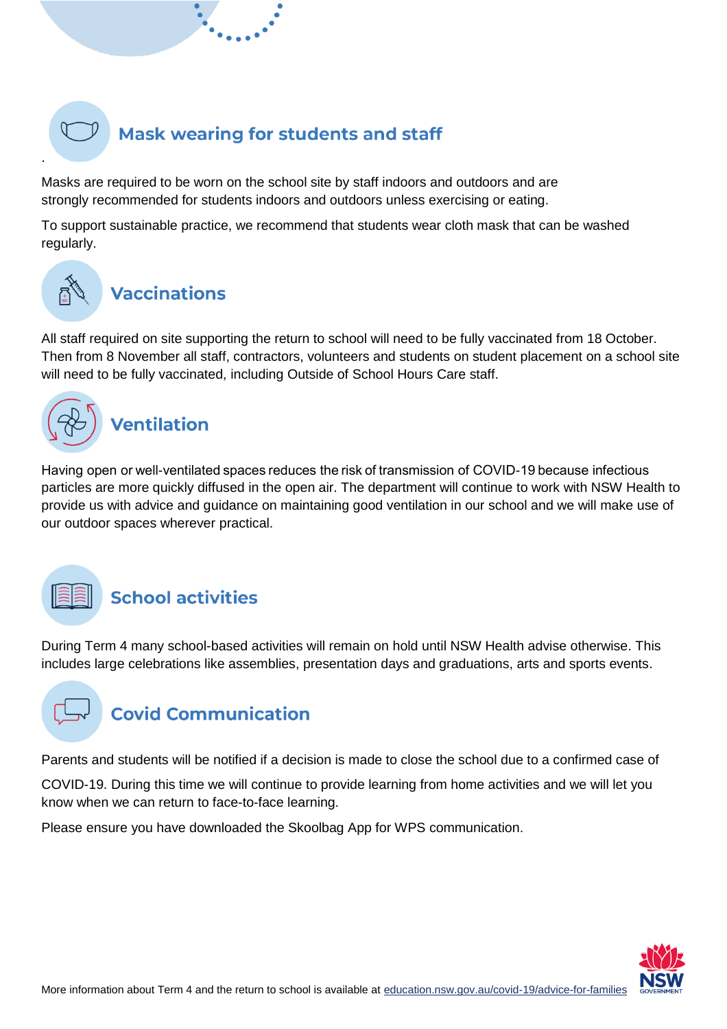## Mask wearing for students and staff

.

Masks are required to be worn on the school site by staff indoors and outdoors and are strongly recommended for students indoors and outdoors unless exercising or eating.

To support sustainable practice, we recommend that students wear cloth mask that can be washed regularly.

## Vaccinations

All staff required on site supporting the return to school will need to be fully vaccinated from 18 October. Then from 8 November all staff, contractors, volunteers and students on student placement on a school site will need to be fully vaccinated, including Outside of School Hours Care staff.

## Ventilation

Having open or well-ventilated spaces reduces the risk of transmission of COVID-19 because infectious particles are more quickly diffused in the open air. The department will continue to work with NSW Health to provide us with advice and guidance on maintaining good ventilation in our school and we will make use of our outdoor spaces wherever practical.

## School activities

During Term 4 many school-based activities will remain on hold until NSW Health advise otherwise. This includes large celebrations like assemblies, presentation days and graduations, arts and sports events.

## Covid Communication

Parents and students will be notified if a decision is made to close the school due to a confirmed case of COVID-19. During this time we will continue to provide learning from home activities and we will let you know when we can return to face-to-face learning.

Please ensure you have downloaded the Skoolbag App for WPS communication.

More information about Term 4 and the return to school is available at [education.nsw.gov.au/covid-19/advice-for-families](education.nsw.gov.au/covid-19/advice-for-families)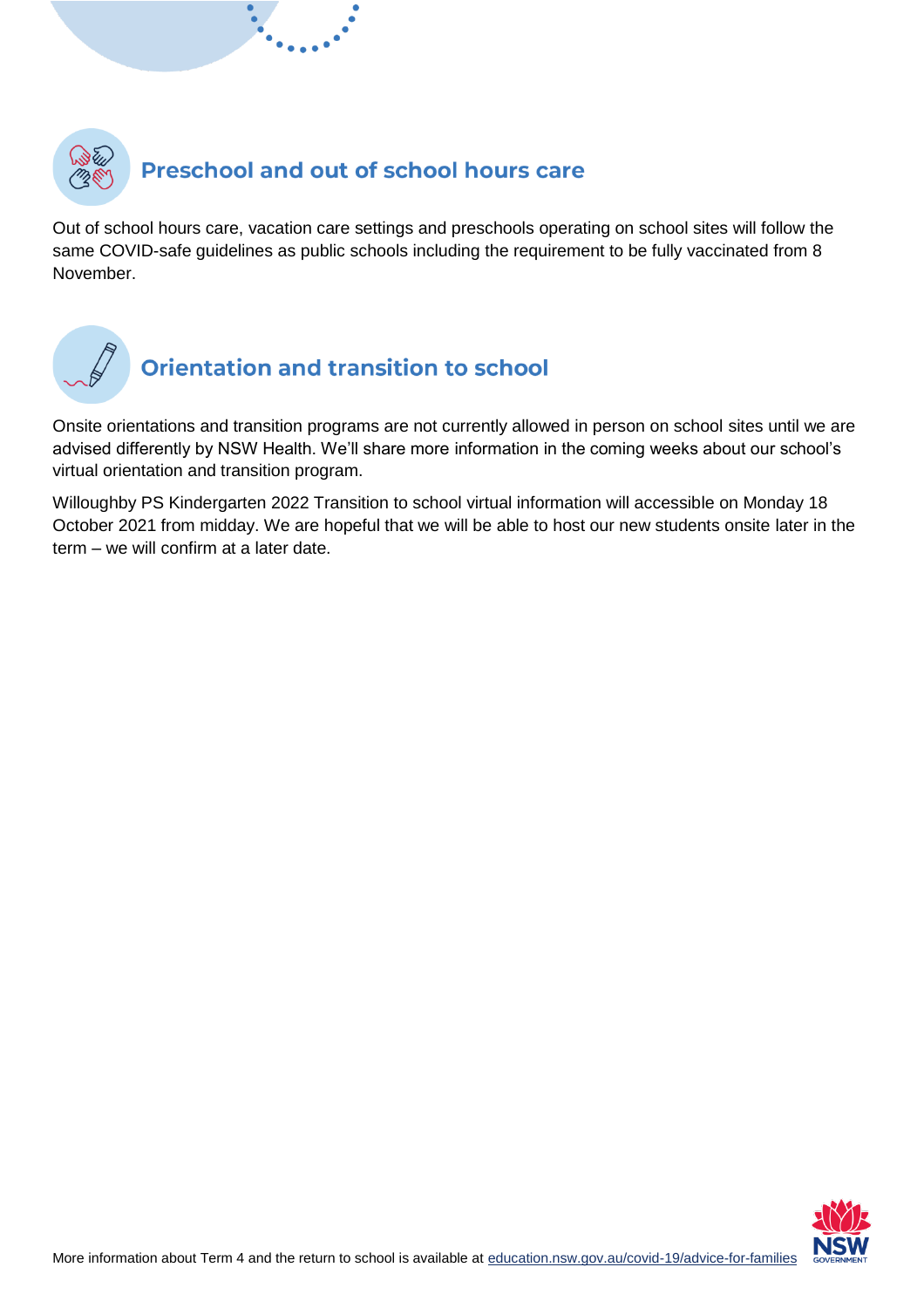## Preschool and out of school hours care

Out of school hours care, vacation care settings and preschools operating on school sites will follow the same COVID-safe guidelines as public schools including the requirement to be fully vaccinated from 8 November.

## Orientation and transition to school

Onsite orientations and transition programs are not currently allowed in person on school sites until we are advised differently by NSW Health. We'll share more information in the coming weeks about our school's virtual orientation and transition program.

Willoughby PS Kindergarten 2022 Transition to school virtual information will accessible on Monday 18 October 2021 from midday. We are hopeful that we will be able to host our new students onsite later in the term – we will confirm at a later date.

More information about Term 4 and the return to school is available at education.nsw.gov.au/covid-19/advice-for-families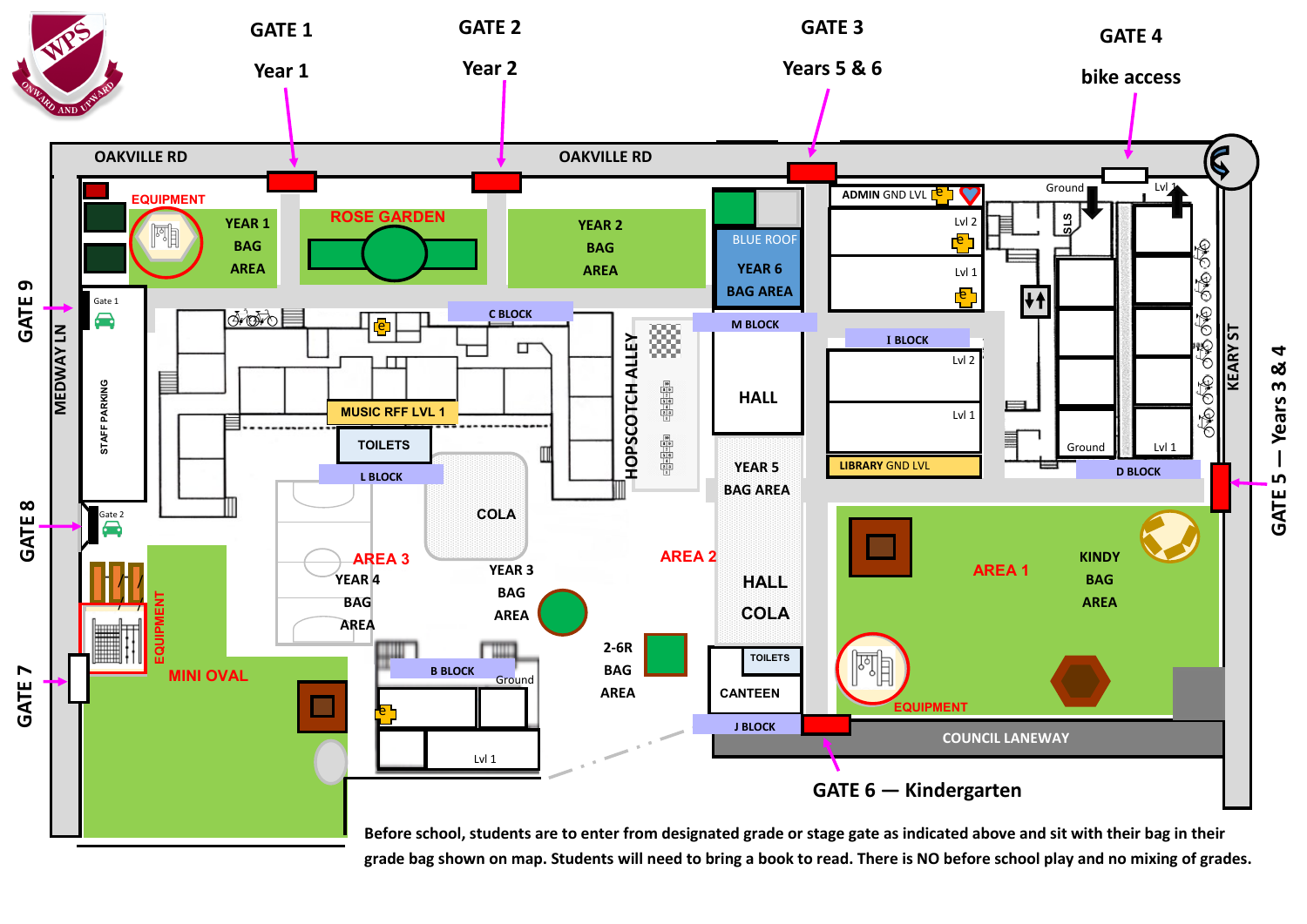GATE 1 — Year 1

GATE 2 — Year 2

GATE 3 — Years 5 & 6

GATE 4 — bike access

GATE 5 — Years 3 & 4

GATE 6 — Kindergarten

GATE 7

GATE 8

GATE 9

OAKVILLE RD

MEDWAY LN

KEARY ST

COUNCIL LANEWAY

EQUIPMENT

YEAR 1 BAG AREA

ROSE GARDEN

YEAR 2 BAG AREA

BLUE ROOF YEAR 6 BAG AREA

ADMIN GND LVL

STAFF PARKING

C BLOCK

M BLOCK

I BLOCK

MUSIC RFF LVL 1

TOILETS

L BLOCK

HOPSCOTCH ALLEY

HALL

LIBRARY GND LVL

D BLOCK

SLS

COLA

YEAR 5 BAG AREA

AREA 3

YEAR 4 BAG AREA

YEAR 3 BAG AREA

AREA 2

HALL COLA

AREA 1

KINDY BAG AREA

MINI OVAL

B BLOCK

2-6R BAG AREA

TOILETS

CANTEEN

J BLOCK

Before school, students are to enter from designated grade or stage gate as indicated above and sit with their bag in their grade bag shown on map. Students will need to bring a book to read. There is NO before school play and no mixing of grades.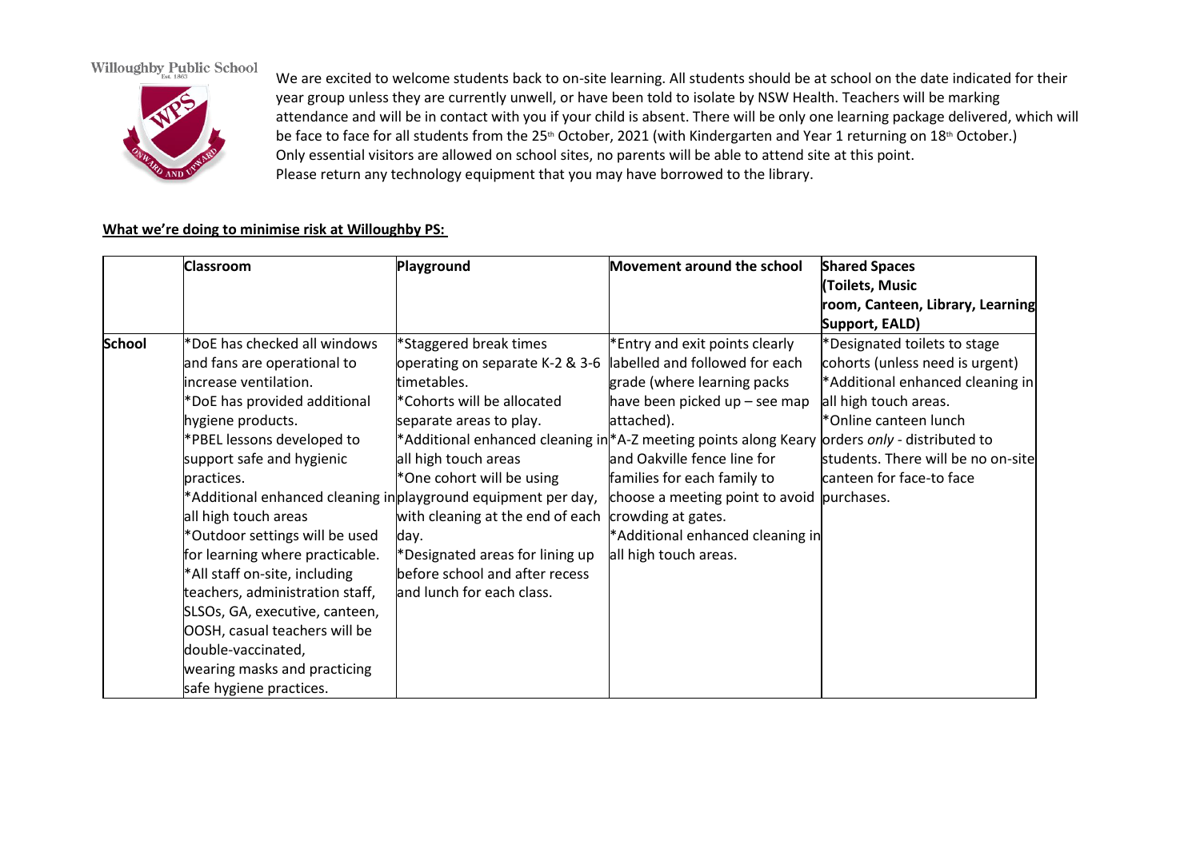Willoughby Public School

We are excited to welcome students back to on-site learning. All students should be at school on the date indicated for their year group unless they are currently unwell, or have been told to isolate by NSW Health. Teachers will be marking attendance and will be in contact with you if your child is absent. There will be only one learning package delivered, which will be face to face for all students from the 25th October, 2021 (with Kindergarten and Year 1 returning on 18th October.)
Only essential visitors are allowed on school sites, no parents will be able to attend site at this point.
Please return any technology equipment that you may have borrowed to the library.

**What we're doing to minimise risk at Willoughby PS:**

| | **Classroom** | **Playground** | **Movement around the school** | **Shared Spaces (Toilets, Music room, Canteen, Library, Learning Support, EALD)** |
|---|---|---|---|---|
| **School** | *DoE has checked all windows and fans are operational to increase ventilation.<br>*DoE has provided additional hygiene products.<br>*PBEL lessons developed to support safe and hygienic practices.<br>*Additional enhanced cleaning in all high touch areas<br>*Outdoor settings will be used for learning where practicable.<br>*All staff on-site, including teachers, administration staff, SLSOs, GA, executive, canteen, OOSH, casual teachers will be double-vaccinated, wearing masks and practicing safe hygiene practices. | *Staggered break times operating on separate K-2 & 3-6 timetables.<br>*Cohorts will be allocated separate areas to play.<br>*Additional enhanced cleaning in all high touch areas<br>*One cohort will be using playground equipment per day, with cleaning at the end of each day.<br>*Designated areas for lining up before school and after recess and lunch for each class. | *Entry and exit points clearly labelled and followed for each grade (where learning packs have been picked up – see map attached).<br>*A-Z meeting points along Keary and Oakville fence line for families for each family to choose a meeting point to avoid crowding at gates.<br>*Additional enhanced cleaning in all high touch areas. | *Designated toilets to stage cohorts (unless need is urgent)<br>*Additional enhanced cleaning in all high touch areas.<br>*Online canteen lunch orders *only* - distributed to students. There will be no on-site canteen for face-to face purchases. |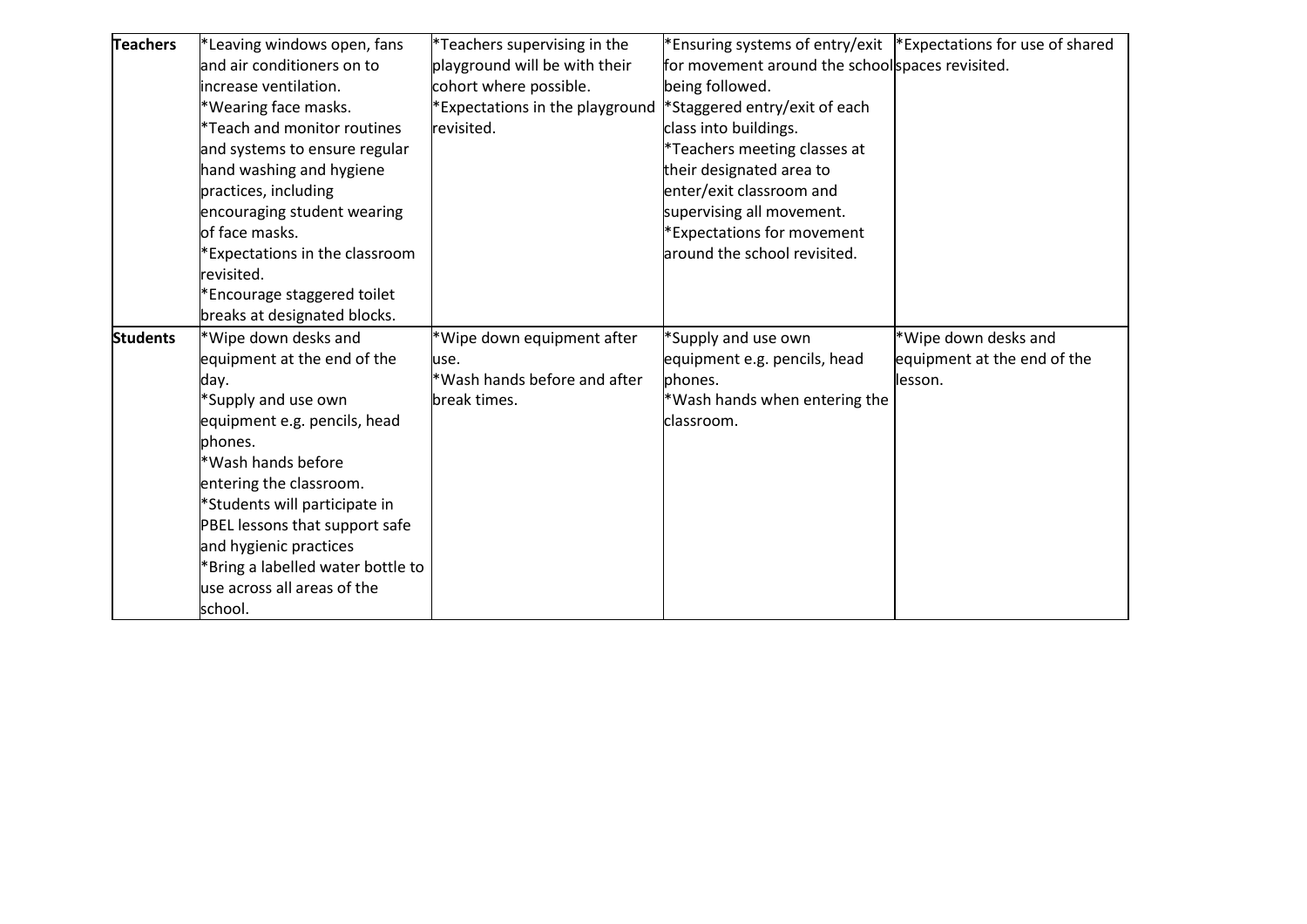| | | | | |
|---|---|---|---|---|
| **Teachers** | *Leaving windows open, fans and air conditioners on to increase ventilation.<br>*Wearing face masks.<br>*Teach and monitor routines and systems to ensure regular hand washing and hygiene practices, including encouraging student wearing of face masks.<br>*Expectations in the classroom revisited.<br>*Encourage staggered toilet breaks at designated blocks. | *Teachers supervising in the playground will be with their cohort where possible.<br>*Expectations in the playground revisited. | *Ensuring systems of entry/exit for movement around the school being followed.<br>*Staggered entry/exit of each class into buildings.<br>*Teachers meeting classes at their designated area to enter/exit classroom and supervising all movement.<br>*Expectations for movement around the school revisited. | *Expectations for use of shared spaces revisited. |
| **Students** | *Wipe down desks and equipment at the end of the day.<br>*Supply and use own equipment e.g. pencils, head phones.<br>*Wash hands before entering the classroom.<br>*Students will participate in PBEL lessons that support safe and hygienic practices<br>*Bring a labelled water bottle to use across all areas of the school. | *Wipe down equipment after use.<br>*Wash hands before and after break times. | *Supply and use own equipment e.g. pencils, head phones.<br>*Wash hands when entering the classroom. | *Wipe down desks and equipment at the end of the lesson. |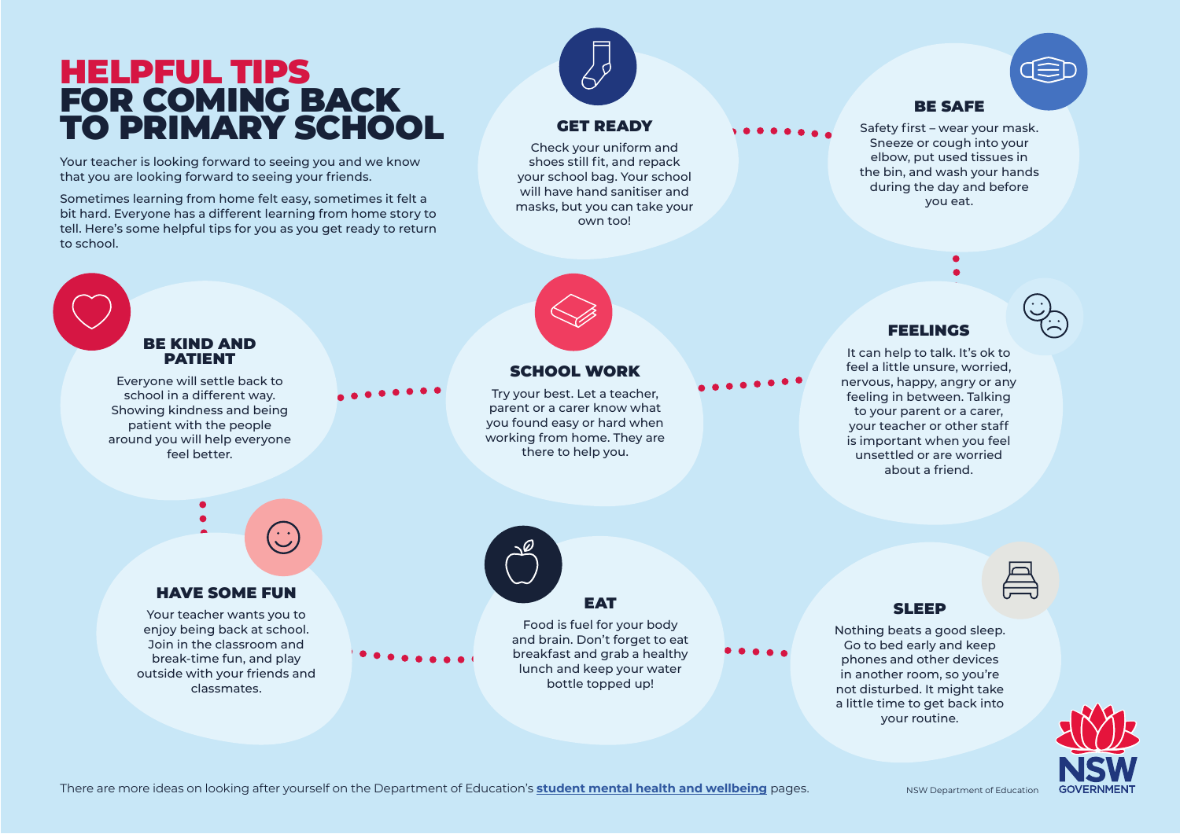# HELPFUL TIPS FOR COMING BACK TO PRIMARY SCHOOL

Your teacher is looking forward to seeing you and we know that you are looking forward to seeing your friends.

Sometimes learning from home felt easy, sometimes it felt a bit hard. Everyone has a different learning from home story to tell. Here's some helpful tips for you as you get ready to return to school.

## GET READY

Check your uniform and shoes still fit, and repack your school bag. Your school will have hand sanitiser and masks, but you can take your own too!

## BE SAFE

Safety first – wear your mask. Sneeze or cough into your elbow, put used tissues in the bin, and wash your hands during the day and before you eat.

## FEELINGS

It can help to talk. It's ok to feel a little unsure, worried, nervous, happy, angry or any feeling in between. Talking to your parent or a carer, your teacher or other staff is important when you feel unsettled or are worried about a friend.

## SCHOOL WORK

Try your best. Let a teacher, parent or a carer know what you found easy or hard when working from home. They are there to help you.

## BE KIND AND PATIENT

Everyone will settle back to school in a different way. Showing kindness and being patient with the people around you will help everyone feel better.

## HAVE SOME FUN

Your teacher wants you to enjoy being back at school. Join in the classroom and break-time fun, and play outside with your friends and classmates.

## EAT

Food is fuel for your body and brain. Don't forget to eat breakfast and grab a healthy lunch and keep your water bottle topped up!

## SLEEP

Nothing beats a good sleep. Go to bed early and keep phones and other devices in another room, so you're not disturbed. It might take a little time to get back into your routine.

There are more ideas on looking after yourself on the Department of Education's **student mental health and wellbeing** pages.

NSW Department of Education

NSW GOVERNMENT